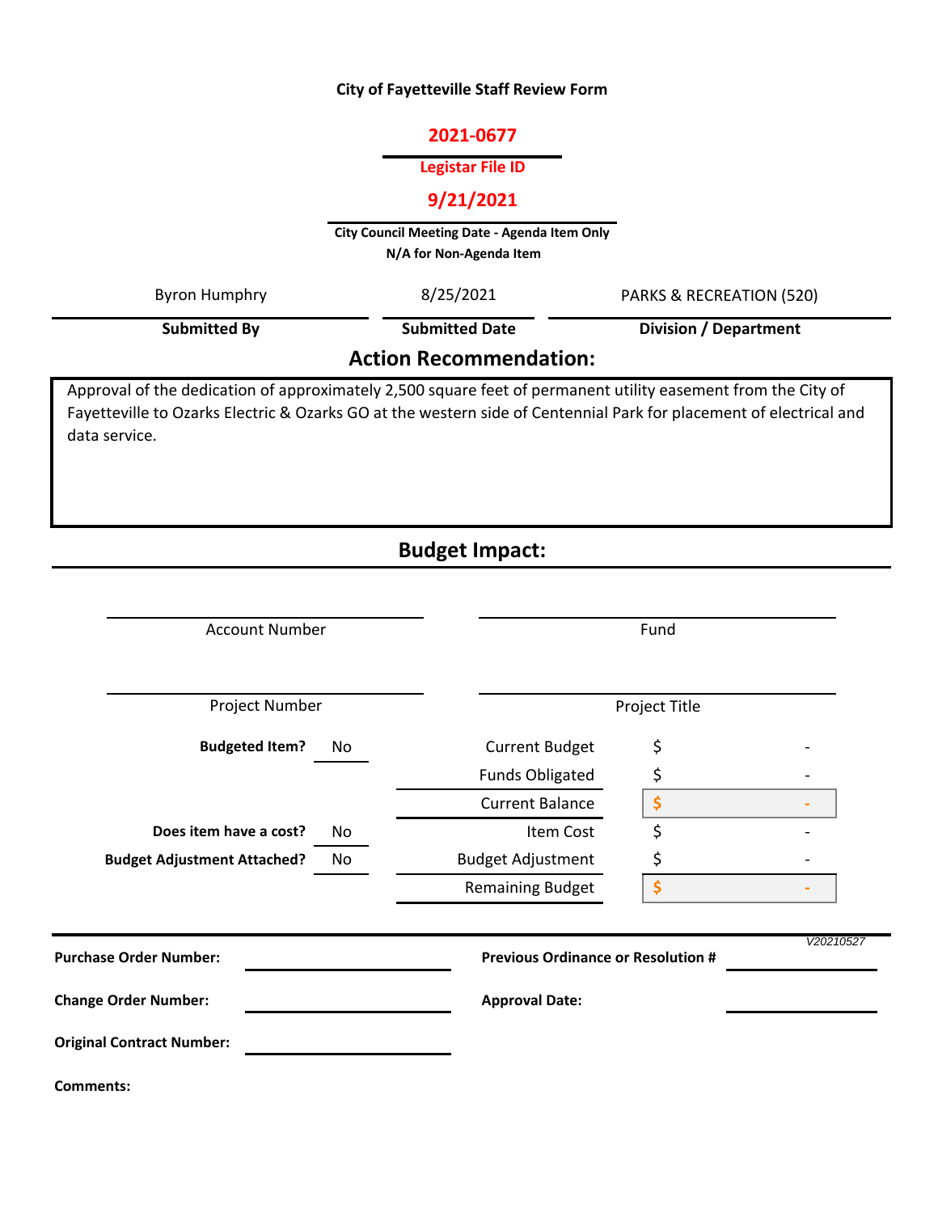**City of Fayetteville Staff Review Form**

**2021-0677**

**Legistar File ID**

**9/21/2021**

**City Council Meeting Date - Agenda Item Only**
**N/A for Non-Agenda Item**

| Byron Humphry | 8/25/2021 | PARKS & RECREATION (520) |
|---|---|---|
| **Submitted By** | **Submitted Date** | **Division / Department** |

## Action Recommendation:

Approval of the dedication of approximately 2,500 square feet of permanent utility easement from the City of Fayetteville to Ozarks Electric & Ozarks GO at the western side of Centennial Park for placement of electrical and data service.

## Budget Impact:

| Account Number | Fund |
|---|---|
| | |
| **Project Number** | **Project Title** |

| | | | |
|---|---|---|---|
| **Budgeted Item?** | No | Current Budget | $ - |
| | | Funds Obligated | $ - |
| | | Current Balance | $ - |
| **Does item have a cost?** | No | Item Cost | $ - |
| **Budget Adjustment Attached?** | No | Budget Adjustment | $ - |
| | | Remaining Budget | $ - |

*V20210527*

**Purchase Order Number:** 

**Previous Ordinance or Resolution #** 

**Change Order Number:** 

**Approval Date:** 

**Original Contract Number:** 

**Comments:**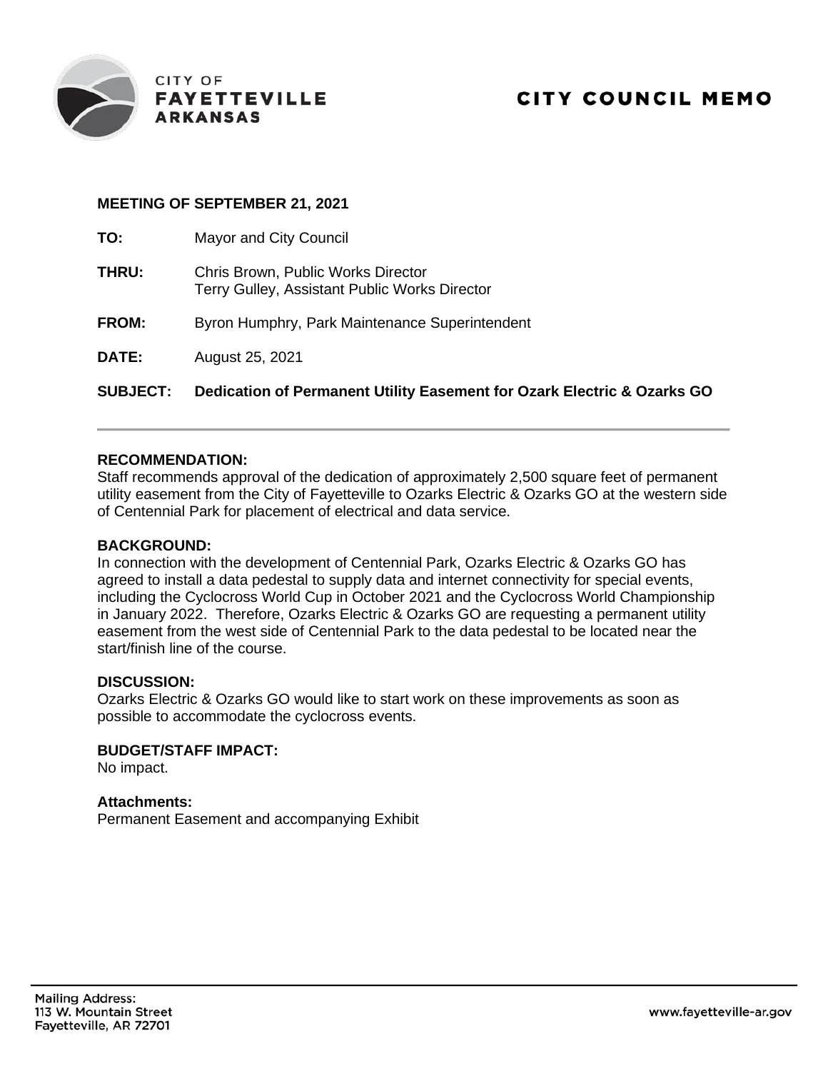CITY OF
**FAYETTEVILLE**
**ARKANSAS**

# CITY COUNCIL MEMO

**MEETING OF SEPTEMBER 21, 2021**

**TO:** Mayor and City Council

**THRU:** Chris Brown, Public Works Director
Terry Gulley, Assistant Public Works Director

**FROM:** Byron Humphry, Park Maintenance Superintendent

**DATE:** August 25, 2021

**SUBJECT:** **Dedication of Permanent Utility Easement for Ozark Electric & Ozarks GO**

---

**RECOMMENDATION:**
Staff recommends approval of the dedication of approximately 2,500 square feet of permanent utility easement from the City of Fayetteville to Ozarks Electric & Ozarks GO at the western side of Centennial Park for placement of electrical and data service.

**BACKGROUND:**
In connection with the development of Centennial Park, Ozarks Electric & Ozarks GO has agreed to install a data pedestal to supply data and internet connectivity for special events, including the Cyclocross World Cup in October 2021 and the Cyclocross World Championship in January 2022. Therefore, Ozarks Electric & Ozarks GO are requesting a permanent utility easement from the west side of Centennial Park to the data pedestal to be located near the start/finish line of the course.

**DISCUSSION:**
Ozarks Electric & Ozarks GO would like to start work on these improvements as soon as possible to accommodate the cyclocross events.

**BUDGET/STAFF IMPACT:**
No impact.

**Attachments:**
Permanent Easement and accompanying Exhibit

Mailing Address:
113 W. Mountain Street
Fayetteville, AR 72701

www.fayetteville-ar.gov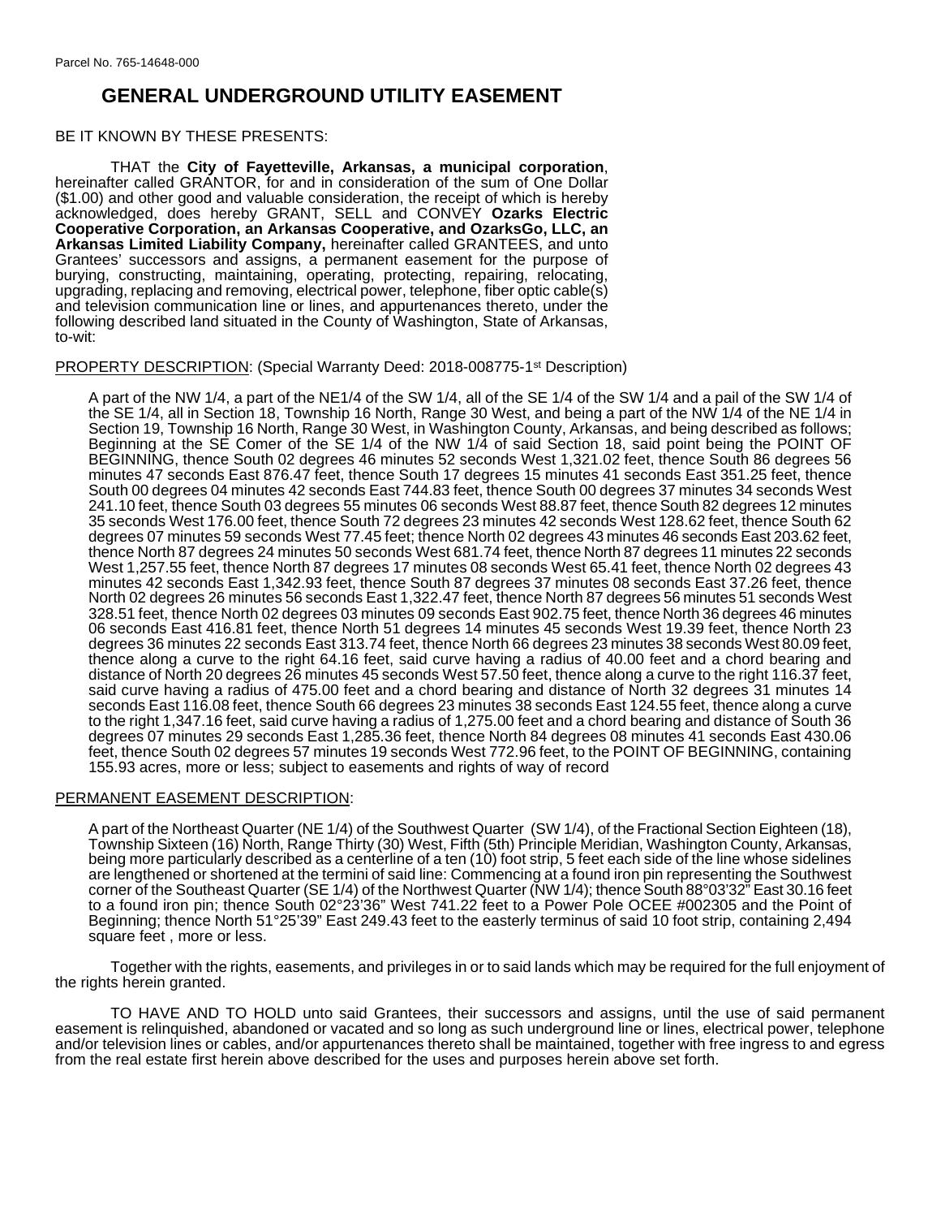Parcel No. 765-14648-000

# GENERAL UNDERGROUND UTILITY EASEMENT

BE IT KNOWN BY THESE PRESENTS:

THAT the **City of Fayetteville, Arkansas, a municipal corporation**, hereinafter called GRANTOR, for and in consideration of the sum of One Dollar ($1.00) and other good and valuable consideration, the receipt of which is hereby acknowledged, does hereby GRANT, SELL and CONVEY **Ozarks Electric Cooperative Corporation, an Arkansas Cooperative, and OzarksGo, LLC, an Arkansas Limited Liability Company,** hereinafter called GRANTEES, and unto Grantees' successors and assigns, a permanent easement for the purpose of burying, constructing, maintaining, operating, protecting, repairing, relocating, upgrading, replacing and removing, electrical power, telephone, fiber optic cable(s) and television communication line or lines, and appurtenances thereto, under the following described land situated in the County of Washington, State of Arkansas, to-wit:

PROPERTY DESCRIPTION: (Special Warranty Deed: 2018-008775-1st Description)

A part of the NW 1/4, a part of the NE1/4 of the SW 1/4, all of the SE 1/4 of the SW 1/4 and a pail of the SW 1/4 of the SE 1/4, all in Section 18, Township 16 North, Range 30 West, and being a part of the NW 1/4 of the NE 1/4 in Section 19, Township 16 North, Range 30 West, in Washington County, Arkansas, and being described as follows; Beginning at the SE Comer of the SE 1/4 of the NW 1/4 of said Section 18, said point being the POINT OF BEGINNING, thence South 02 degrees 46 minutes 52 seconds West 1,321.02 feet, thence South 86 degrees 56 minutes 47 seconds East 876.47 feet, thence South 17 degrees 15 minutes 41 seconds East 351.25 feet, thence South 00 degrees 04 minutes 42 seconds East 744.83 feet, thence South 00 degrees 37 minutes 34 seconds West 241.10 feet, thence South 03 degrees 55 minutes 06 seconds West 88.87 feet, thence South 82 degrees 12 minutes 35 seconds West 176.00 feet, thence South 72 degrees 23 minutes 42 seconds West 128.62 feet, thence South 62 degrees 07 minutes 59 seconds West 77.45 feet; thence North 02 degrees 43 minutes 46 seconds East 203.62 feet, thence North 87 degrees 24 minutes 50 seconds West 681.74 feet, thence North 87 degrees 11 minutes 22 seconds West 1,257.55 feet, thence North 87 degrees 17 minutes 08 seconds West 65.41 feet, thence North 02 degrees 43 minutes 42 seconds East 1,342.93 feet, thence South 87 degrees 37 minutes 08 seconds East 37.26 feet, thence North 02 degrees 26 minutes 56 seconds East 1,322.47 feet, thence North 87 degrees 56 minutes 51 seconds West 328.51 feet, thence North 02 degrees 03 minutes 09 seconds East 902.75 feet, thence North 36 degrees 46 minutes 06 seconds East 416.81 feet, thence North 51 degrees 14 minutes 45 seconds West 19.39 feet, thence North 23 degrees 36 minutes 22 seconds East 313.74 feet, thence North 66 degrees 23 minutes 38 seconds West 80.09 feet, thence along a curve to the right 64.16 feet, said curve having a radius of 40.00 feet and a chord bearing and distance of North 20 degrees 26 minutes 45 seconds West 57.50 feet, thence along a curve to the right 116.37 feet, said curve having a radius of 475.00 feet and a chord bearing and distance of North 32 degrees 31 minutes 14 seconds East 116.08 feet, thence South 66 degrees 23 minutes 38 seconds East 124.55 feet, thence along a curve to the right 1,347.16 feet, said curve having a radius of 1,275.00 feet and a chord bearing and distance of South 36 degrees 07 minutes 29 seconds East 1,285.36 feet, thence North 84 degrees 08 minutes 41 seconds East 430.06 feet, thence South 02 degrees 57 minutes 19 seconds West 772.96 feet, to the POINT OF BEGINNING, containing 155.93 acres, more or less; subject to easements and rights of way of record

PERMANENT EASEMENT DESCRIPTION:

A part of the Northeast Quarter (NE 1/4) of the Southwest Quarter (SW 1/4), of the Fractional Section Eighteen (18), Township Sixteen (16) North, Range Thirty (30) West, Fifth (5th) Principle Meridian, Washington County, Arkansas, being more particularly described as a centerline of a ten (10) foot strip, 5 feet each side of the line whose sidelines are lengthened or shortened at the termini of said line: Commencing at a found iron pin representing the Southwest corner of the Southeast Quarter (SE 1/4) of the Northwest Quarter (NW 1/4); thence South 88°03'32" East 30.16 feet to a found iron pin; thence South 02°23'36" West 741.22 feet to a Power Pole OCEE #002305 and the Point of Beginning; thence North 51°25'39" East 249.43 feet to the easterly terminus of said 10 foot strip, containing 2,494 square feet , more or less.

Together with the rights, easements, and privileges in or to said lands which may be required for the full enjoyment of the rights herein granted.

TO HAVE AND TO HOLD unto said Grantees, their successors and assigns, until the use of said permanent easement is relinquished, abandoned or vacated and so long as such underground line or lines, electrical power, telephone and/or television lines or cables, and/or appurtenances thereto shall be maintained, together with free ingress to and egress from the real estate first herein above described for the uses and purposes herein above set forth.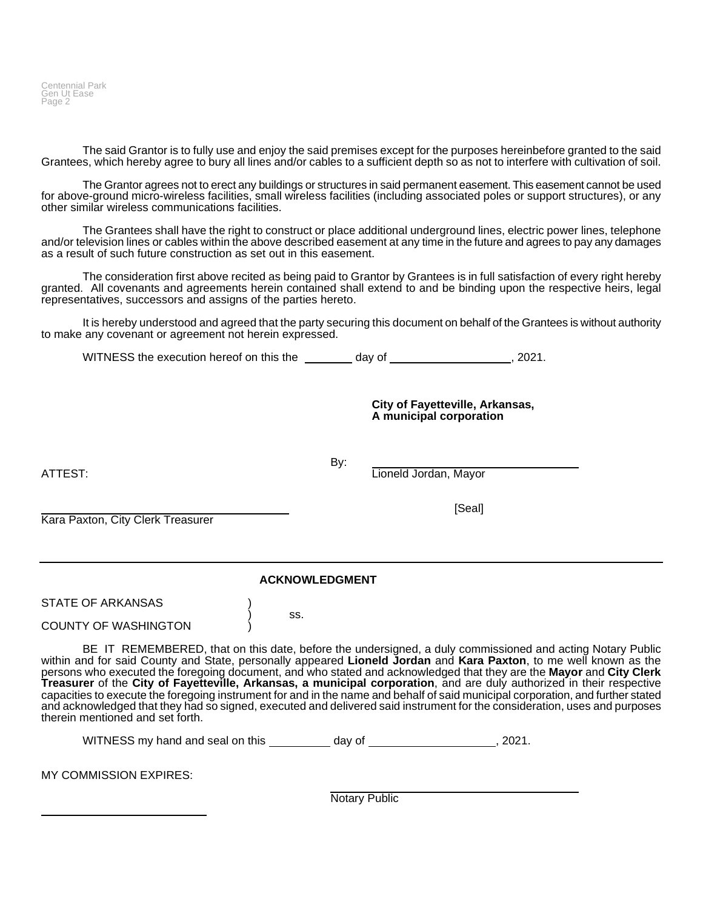The said Grantor is to fully use and enjoy the said premises except for the purposes hereinbefore granted to the said Grantees, which hereby agree to bury all lines and/or cables to a sufficient depth so as not to interfere with cultivation of soil.

The Grantor agrees not to erect any buildings or structures in said permanent easement. This easement cannot be used for above-ground micro-wireless facilities, small wireless facilities (including associated poles or support structures), or any other similar wireless communications facilities.

The Grantees shall have the right to construct or place additional underground lines, electric power lines, telephone and/or television lines or cables within the above described easement at any time in the future and agrees to pay any damages as a result of such future construction as set out in this easement.

The consideration first above recited as being paid to Grantor by Grantees is in full satisfaction of every right hereby granted. All covenants and agreements herein contained shall extend to and be binding upon the respective heirs, legal representatives, successors and assigns of the parties hereto.

It is hereby understood and agreed that the party securing this document on behalf of the Grantees is without authority to make any covenant or agreement not herein expressed.

WITNESS the execution hereof on this the ________ day of ___________________, 2021.

**City of Fayetteville, Arkansas,**
**A municipal corporation**

By: ______________________________
Lioneld Jordan, Mayor

ATTEST:

______________________________
Kara Paxton, City Clerk Treasurer

[Seal]

---

**ACKNOWLEDGMENT**

STATE OF ARKANSAS )
) ss.
COUNTY OF WASHINGTON )

BE IT REMEMBERED, that on this date, before the undersigned, a duly commissioned and acting Notary Public within and for said County and State, personally appeared **Lioneld Jordan** and **Kara Paxton**, to me well known as the persons who executed the foregoing document, and who stated and acknowledged that they are the **Mayor** and **City Clerk Treasurer** of the **City of Fayetteville, Arkansas, a municipal corporation**, and are duly authorized in their respective capacities to execute the foregoing instrument for and in the name and behalf of said municipal corporation, and further stated and acknowledged that they had so signed, executed and delivered said instrument for the consideration, uses and purposes therein mentioned and set forth.

WITNESS my hand and seal on this __________ day of ___________________, 2021.

MY COMMISSION EXPIRES:

______________________________
Notary Public

______________________________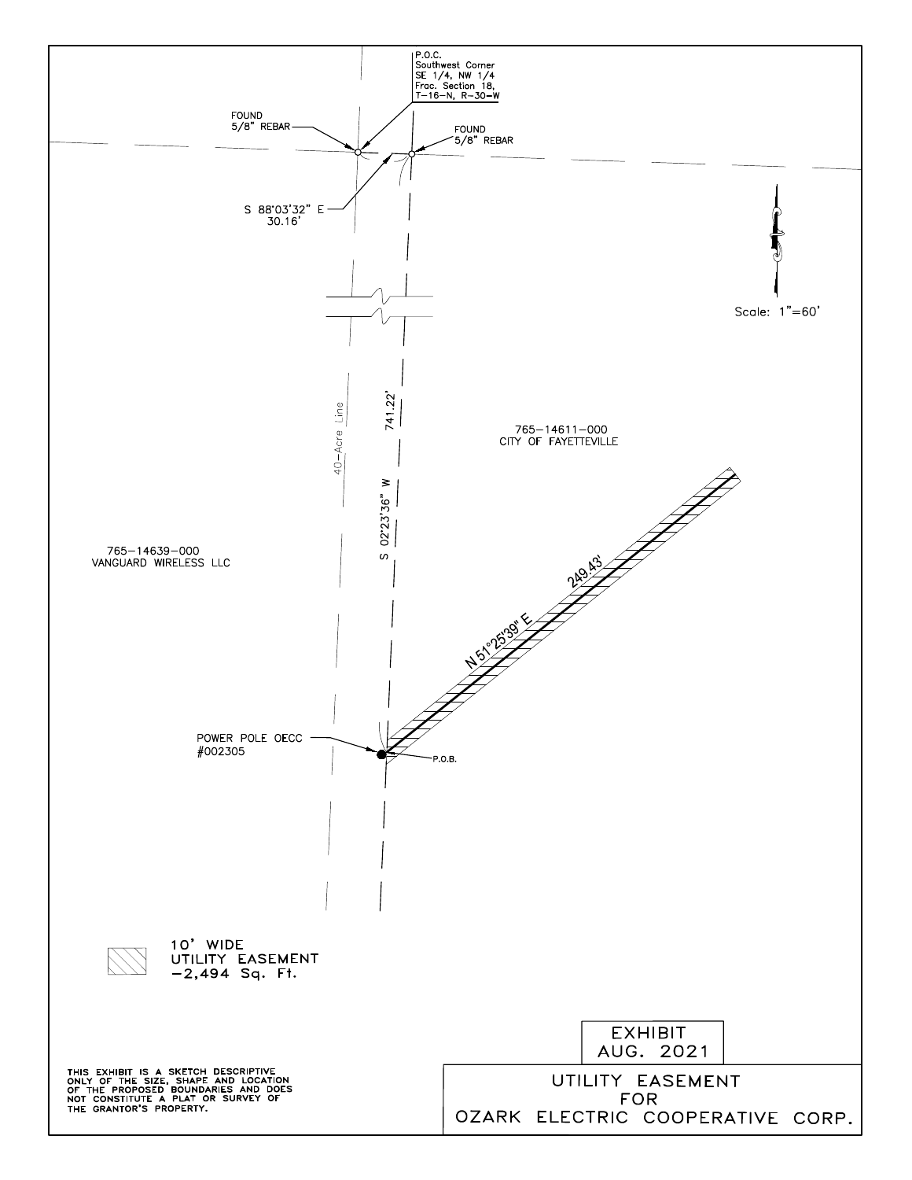P.O.C.
Southwest Corner
SE 1/4, NW 1/4
Frac. Section 18,
T-16-N, R-30-W

FOUND
5/8" REBAR

FOUND
5/8" REBAR

S 88°03'32" E
30.16'

Scale: 1"=60'

40-Acre Line

S 02°23'36" W 741.22'

765-14611-000
CITY OF FAYETTEVILLE

765-14639-000
VANGUARD WIRELESS LLC

N 51°25'39" E 249.43'

POWER POLE OECC
#002305

P.O.B.

10' WIDE
UTILITY EASEMENT
-2,494 Sq. Ft.

THIS EXHIBIT IS A SKETCH DESCRIPTIVE ONLY OF THE SIZE, SHAPE AND LOCATION OF THE PROPOSED BOUNDARIES AND DOES NOT CONSTITUTE A PLAT OR SURVEY OF THE GRANTOR'S PROPERTY.

EXHIBIT
AUG. 2021

UTILITY EASEMENT
FOR
OZARK ELECTRIC COOPERATIVE CORP.